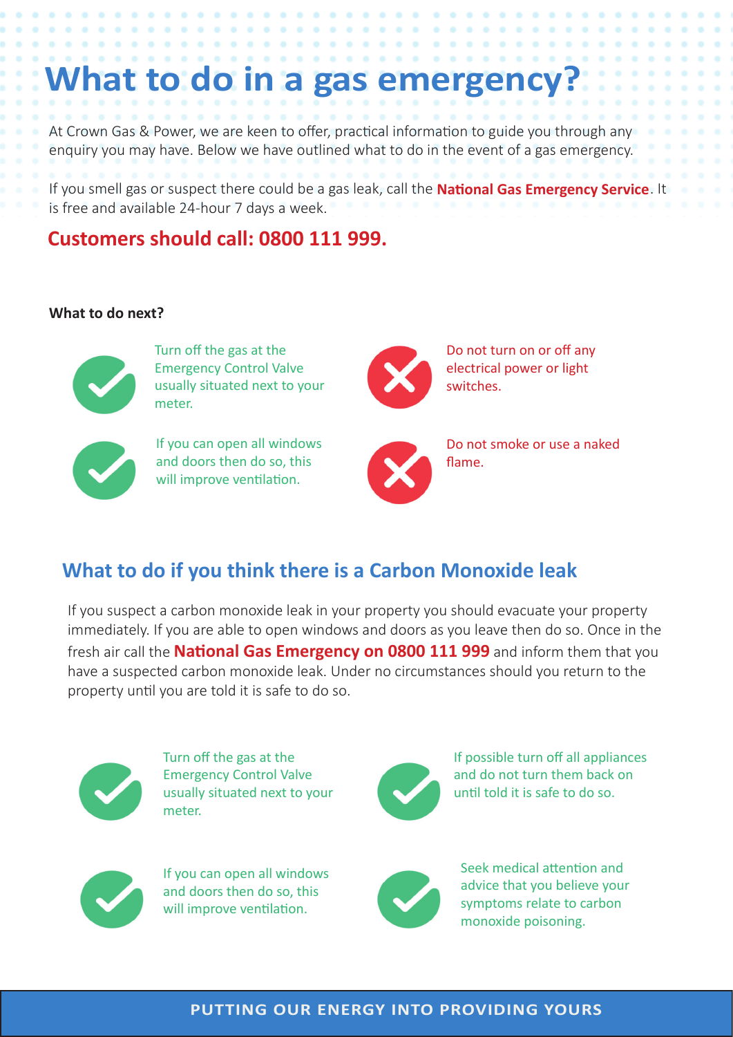# What to do in a gas emergency?

At Crown Gas & Power, we are keen to offer, practical information to guide you through any enquiry you may have. Below we have outlined what to do in the event of a gas emergency.

If you smell gas or suspect there could be a gas leak, call the **National Gas Emergency Service**. It is free and available 24-hour 7 days a week.

## Customers should call: 0800 111 999.

**What to do next?**

- ✔ Turn off the gas at the Emergency Control Valve usually situated next to your meter.
- ✔ If you can open all windows and doors then do so, this will improve ventilation.
- ✘ Do not turn on or off any electrical power or light switches.
- ✘ Do not smoke or use a naked flame.

## What to do if you think there is a Carbon Monoxide leak

If you suspect a carbon monoxide leak in your property you should evacuate your property immediately. If you are able to open windows and doors as you leave then do so. Once in the fresh air call the **National Gas Emergency on 0800 111 999** and inform them that you have a suspected carbon monoxide leak. Under no circumstances should you return to the property until you are told it is safe to do so.

- ✔ Turn off the gas at the Emergency Control Valve usually situated next to your meter.
- ✔ If you can open all windows and doors then do so, this will improve ventilation.
- ✔ If possible turn off all appliances and do not turn them back on until told it is safe to do so.
- ✔ Seek medical attention and advice that you believe your symptoms relate to carbon monoxide poisoning.

PUTTING OUR ENERGY INTO PROVIDING YOURS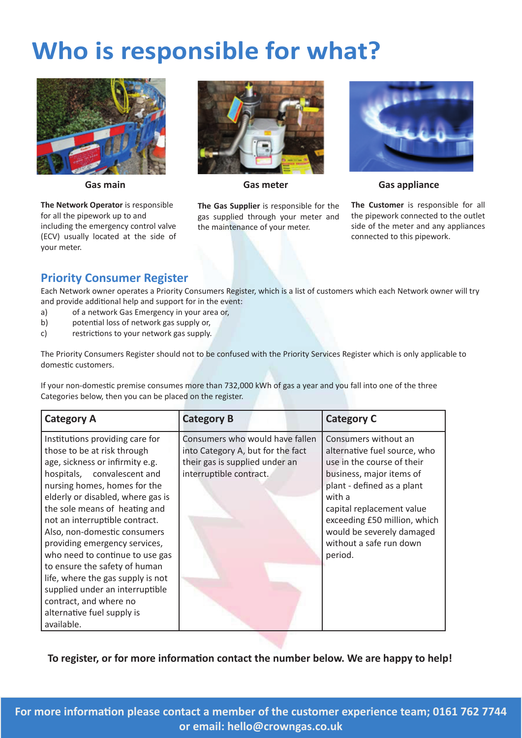# Who is responsible for what?

**Gas main**

**The Network Operator** is responsible for all the pipework up to and including the emergency control valve (ECV) usually located at the side of your meter.

**Gas meter**

**The Gas Supplier** is responsible for the gas supplied through your meter and the maintenance of your meter.

**Gas appliance**

**The Customer** is responsible for all the pipework connected to the outlet side of the meter and any appliances connected to this pipework.

## Priority Consumer Register

Each Network owner operates a Priority Consumers Register, which is a list of customers which each Network owner will try and provide additional help and support for in the event:

a) of a network Gas Emergency in your area or,
b) potential loss of network gas supply or,
c) restrictions to your network gas supply.

The Priority Consumers Register should not to be confused with the Priority Services Register which is only applicable to domestic customers.

If your non-domestic premise consumes more than 732,000 kWh of gas a year and you fall into one of the three Categories below, then you can be placed on the register.

| Category A | Category B | Category C |
|---|---|---|
| Institutions providing care for those to be at risk through age, sickness or infirmity e.g. hospitals, convalescent and nursing homes, homes for the elderly or disabled, where gas is the sole means of heating and not an interruptible contract. Also, non-domestic consumers providing emergency services, who need to continue to use gas to ensure the safety of human life, where the gas supply is not supplied under an interruptible contract, and where no alternative fuel supply is available. | Consumers who would have fallen into Category A, but for the fact their gas is supplied under an interruptible contract. | Consumers without an alternative fuel source, who use in the course of their business, major items of plant - defined as a plant with a capital replacement value exceeding £50 million, which would be severely damaged without a safe run down period. |

**To register, or for more information contact the number below. We are happy to help!**

**For more information please contact a member of the customer experience team; 0161 762 7744 or email: hello@crowngas.co.uk**